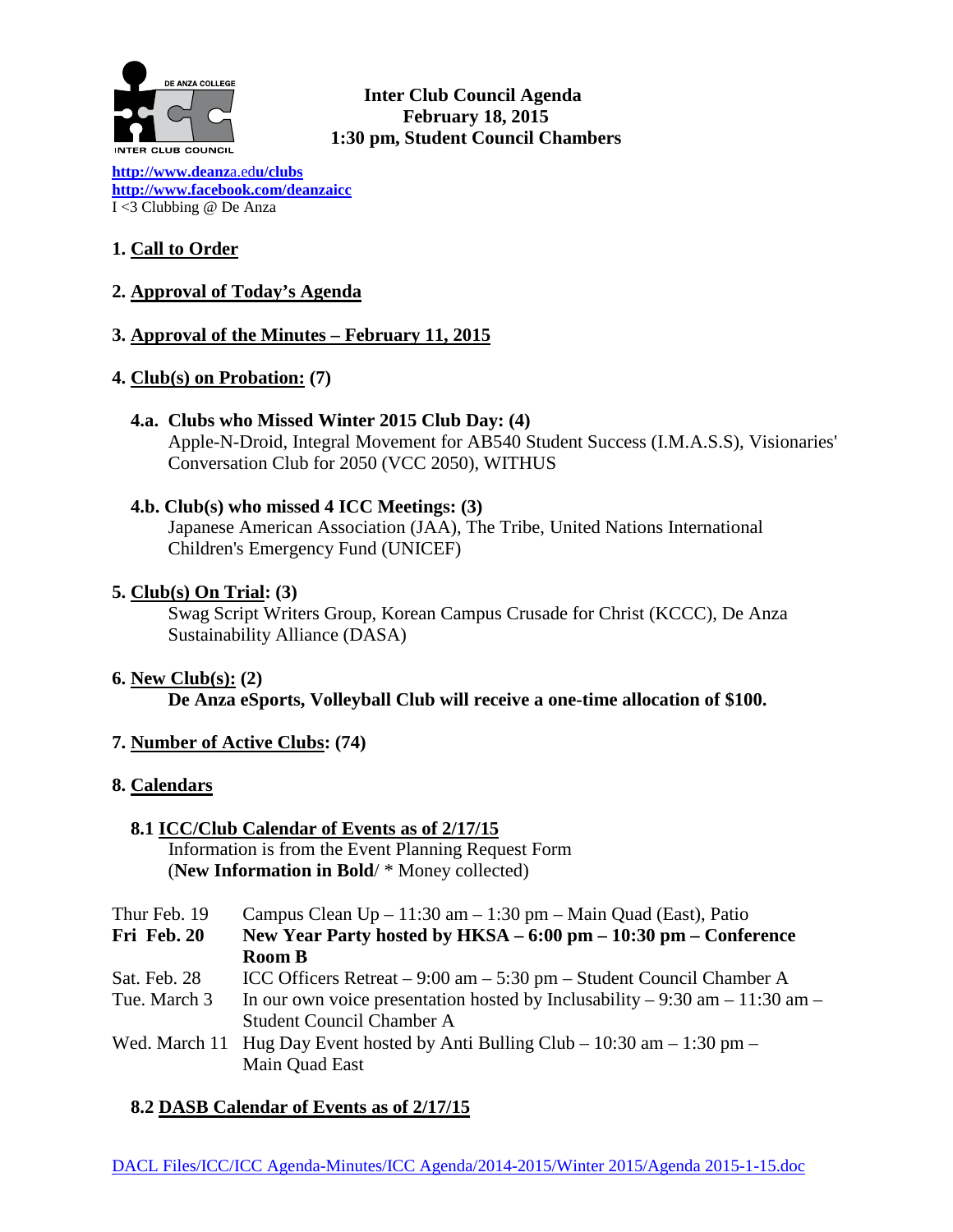**Inter Club Council Agenda**
**February 18, 2015**
**1:30 pm, Student Council Chambers**

http://www.deanza.edu/clubs
http://www.facebook.com/deanzaicc
I <3 Clubbing @ De Anza

## 1. Call to Order

## 2. Approval of Today's Agenda

## 3. Approval of the Minutes – February 11, 2015

## 4. Club(s) on Probation: (7)

### 4.a. Clubs who Missed Winter 2015 Club Day: (4)

Apple-N-Droid, Integral Movement for AB540 Student Success (I.M.A.S.S), Visionaries' Conversation Club for 2050 (VCC 2050), WITHUS

### 4.b. Club(s) who missed 4 ICC Meetings: (3)

Japanese American Association (JAA), The Tribe, United Nations International Children's Emergency Fund (UNICEF)

## 5. Club(s) On Trial: (3)

Swag Script Writers Group, Korean Campus Crusade for Christ (KCCC), De Anza Sustainability Alliance (DASA)

## 6. New Club(s): (2)

**De Anza eSports, Volleyball Club will receive a one-time allocation of $100.**

## 7. Number of Active Clubs: (74)

## 8. Calendars

### 8.1 ICC/Club Calendar of Events as of 2/17/15

Information is from the Event Planning Request Form
(**New Information in Bold**/ * Money collected)

| | |
|---|---|
| Thur Feb. 19 | Campus Clean Up – 11:30 am – 1:30 pm – Main Quad (East), Patio |
| **Fri Feb. 20** | **New Year Party hosted by HKSA – 6:00 pm – 10:30 pm – Conference Room B** |
| Sat. Feb. 28 | ICC Officers Retreat – 9:00 am – 5:30 pm – Student Council Chamber A |
| Tue. March 3 | In our own voice presentation hosted by Inclusability – 9:30 am – 11:30 am – Student Council Chamber A |
| Wed. March 11 | Hug Day Event hosted by Anti Bulling Club – 10:30 am – 1:30 pm – Main Quad East |

### 8.2 DASB Calendar of Events as of 2/17/15

DACL Files/ICC/ICC Agenda-Minutes/ICC Agenda/2014-2015/Winter 2015/Agenda 2015-1-15.doc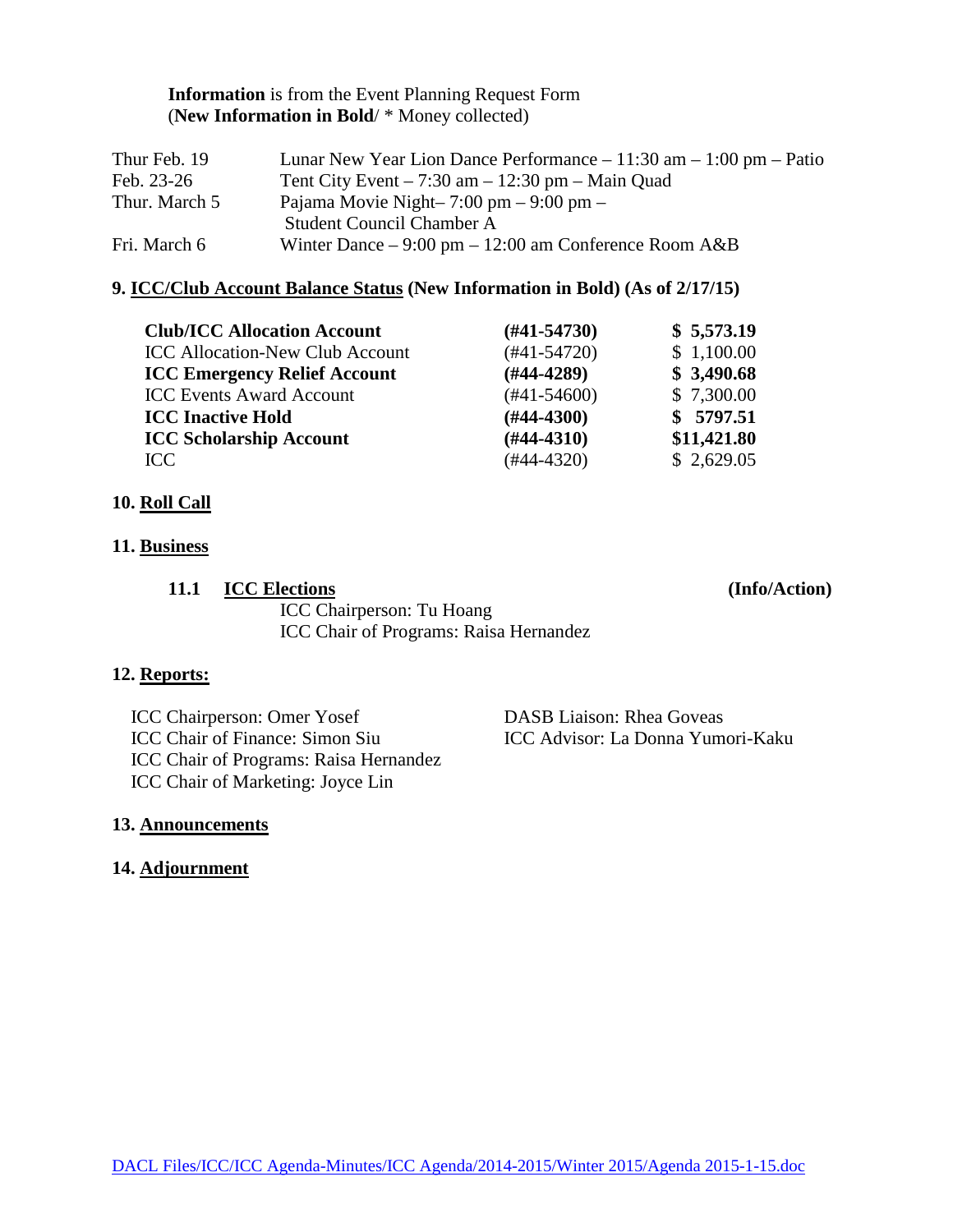**Information** is from the Event Planning Request Form
(**New Information in Bold**/ * Money collected)

| | |
|---|---|
| Thur Feb. 19 | Lunar New Year Lion Dance Performance – 11:30 am – 1:00 pm – Patio |
| Feb. 23-26 | Tent City Event – 7:30 am – 12:30 pm – Main Quad |
| Thur. March 5 | Pajama Movie Night– 7:00 pm – 9:00 pm – Student Council Chamber A |
| Fri. March 6 | Winter Dance – 9:00 pm – 12:00 am Conference Room A&B |

**9. ICC/Club Account Balance Status (New Information in Bold) (As of 2/17/15)**

| | | |
|---|---|---|
| **Club/ICC Allocation Account** | **(#41-54730)** | **$ 5,573.19** |
| ICC Allocation-New Club Account | (#41-54720) | $ 1,100.00 |
| **ICC Emergency Relief Account** | **(#44-4289)** | **$ 3,490.68** |
| ICC Events Award Account | (#41-54600) | $ 7,300.00 |
| **ICC Inactive Hold** | **(#44-4300)** | **$ 5797.51** |
| **ICC Scholarship Account** | **(#44-4310)** | **$11,421.80** |
| ICC | (#44-4320) | $ 2,629.05 |

**10. Roll Call**

**11. Business**

**11.1 ICC Elections** **(Info/Action)**

ICC Chairperson: Tu Hoang
ICC Chair of Programs: Raisa Hernandez

**12. Reports:**

ICC Chairperson: Omer Yosef
ICC Chair of Finance: Simon Siu
ICC Chair of Programs: Raisa Hernandez
ICC Chair of Marketing: Joyce Lin
DASB Liaison: Rhea Goveas
ICC Advisor: La Donna Yumori-Kaku

**13. Announcements**

**14. Adjournment**

DACL Files/ICC/ICC Agenda-Minutes/ICC Agenda/2014-2015/Winter 2015/Agenda 2015-1-15.doc